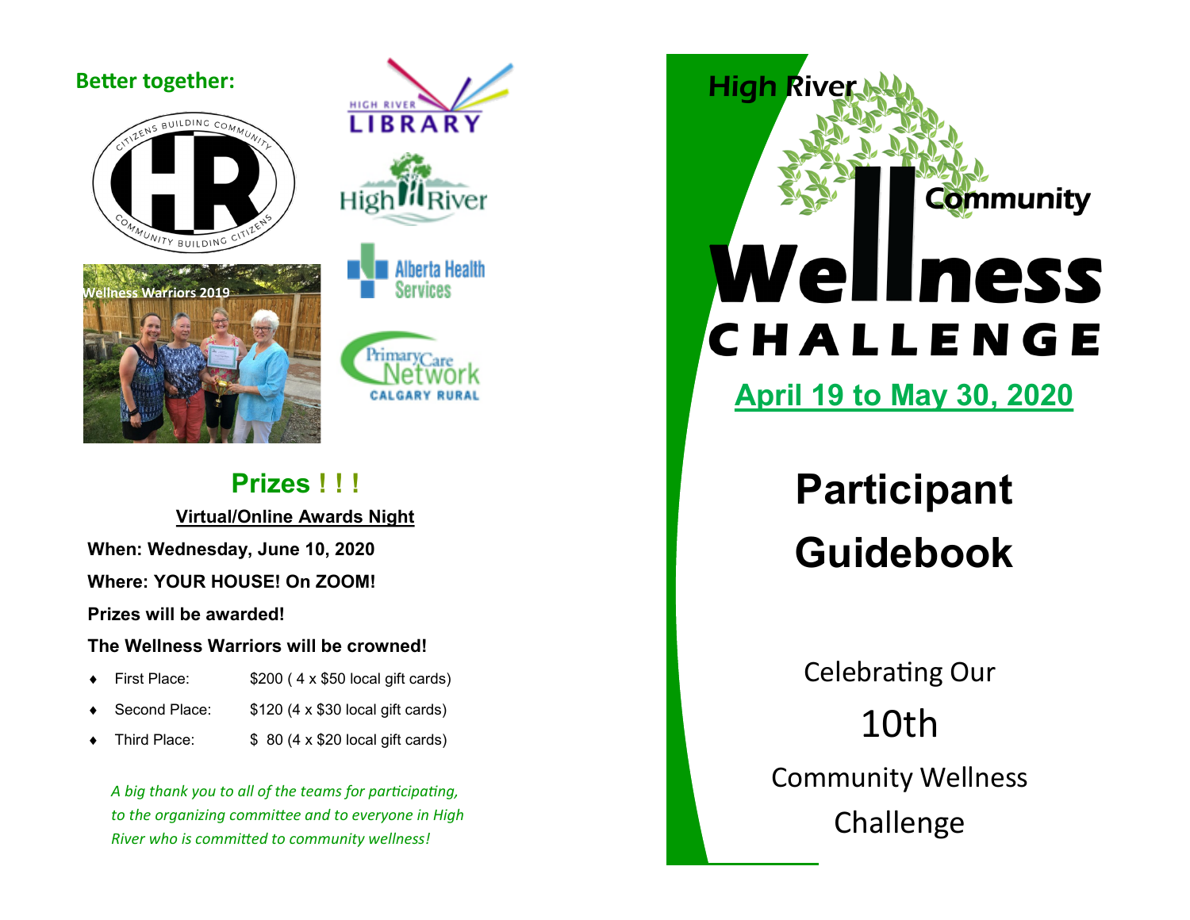**Better together:**

Wellness Warriors 2019

## Prizes ! ! !

**Virtual/Online Awards Night**

**When: Wednesday, June 10, 2020**

**Where: YOUR HOUSE! On ZOOM!**

**Prizes will be awarded!**

**The Wellness Warriors will be crowned!**

- First Place: $200 ( 4 x $50 local gift cards)
- Second Place: $120 (4 x $30 local gift cards)
- Third Place: $ 80 (4 x $20 local gift cards)

*A big thank you to all of the teams for participating, to the organizing committee and to everyone in High River who is committed to community wellness!*

# High River Community Wellness CHALLENGE

**April 19 to May 30, 2020**

# Participant Guidebook

Celebrating Our

10th

Community Wellness

Challenge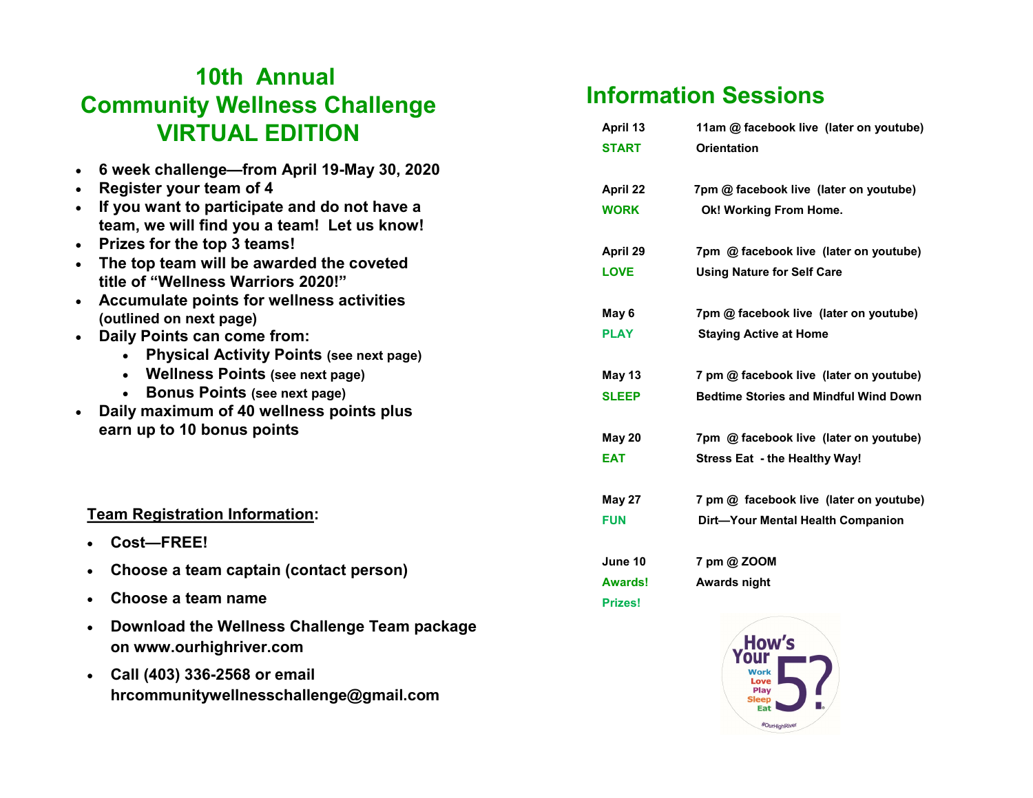# 10th Annual Community Wellness Challenge VIRTUAL EDITION

- **6 week challenge—from April 19-May 30, 2020**
- **Register your team of 4**
- **If you want to participate and do not have a team, we will find you a team! Let us know!**
- **Prizes for the top 3 teams!**
- **The top team will be awarded the coveted title of "Wellness Warriors 2020!"**
- **Accumulate points for wellness activities (outlined on next page)**
- **Daily Points can come from:**
  - **Physical Activity Points (see next page)**
  - **Wellness Points (see next page)**
  - **Bonus Points (see next page)**
- **Daily maximum of 40 wellness points plus earn up to 10 bonus points**

**Team Registration Information:**

- **Cost—FREE!**
- **Choose a team captain (contact person)**
- **Choose a team name**
- **Download the Wellness Challenge Team package on www.ourhighriver.com**
- **Call (403) 336-2568 or email hrcommunitywellnesschallenge@gmail.com**

## Information Sessions

| Date | Session |
|---|---|
| **April 13** **START** | **11am @ facebook live (later on youtube)** **Orientation** |
| **April 22** **WORK** | **7pm @ facebook live (later on youtube)** **Ok! Working From Home.** |
| **April 29** **LOVE** | **7pm @ facebook live (later on youtube)** **Using Nature for Self Care** |
| **May 6** **PLAY** | **7pm @ facebook live (later on youtube)** **Staying Active at Home** |
| **May 13** **SLEEP** | **7 pm @ facebook live (later on youtube)** **Bedtime Stories and Mindful Wind Down** |
| **May 20** **EAT** | **7pm @ facebook live (later on youtube)** **Stress Eat - the Healthy Way!** |
| **May 27** **FUN** | **7 pm @ facebook live (later on youtube)** **Dirt—Your Mental Health Companion** |
| **June 10** **Awards!** **Prizes!** | **7 pm @ ZOOM** **Awards night** |

How's Your 5? Work Love Play Sleep Eat #OurHighRiver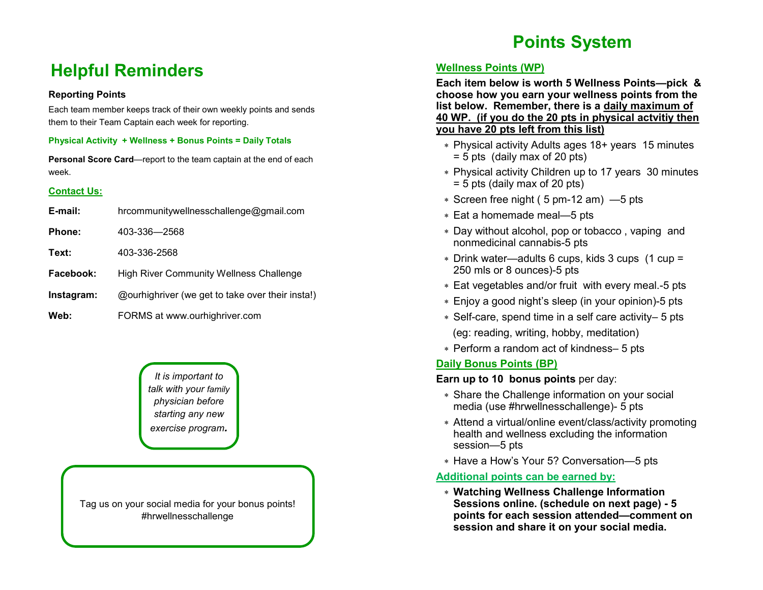# Helpful Reminders

**Reporting Points**

Each team member keeps track of their own weekly points and sends them to their Team Captain each week for reporting.

**Physical Activity + Wellness + Bonus Points = Daily Totals**

**Personal Score Card**—report to the team captain at the end of each week.

**Contact Us:**

| | |
|---|---|
| **E-mail:** | hrcommunitywellnesschallenge@gmail.com |
| **Phone:** | 403-336—2568 |
| **Text:** | 403-336-2568 |
| **Facebook:** | High River Community Wellness Challenge |
| **Instagram:** | @ourhighriver (we get to take over their insta!) |
| **Web:** | FORMS at www.ourhighriver.com |

*It is important to talk with your family physician before starting any new exercise program.*

Tag us on your social media for your bonus points! #hrwellnesschallenge

# Points System

## Wellness Points (WP)

**Each item below is worth 5 Wellness Points—pick & choose how you earn your wellness points from the list below. Remember, there is a daily maximum of 40 WP. (if you do the 20 pts in physical actvitiy then you have 20 pts left from this list)**

- Physical activity Adults ages 18+ years 15 minutes = 5 pts (daily max of 20 pts)
- Physical activity Children up to 17 years 30 minutes = 5 pts (daily max of 20 pts)
- Screen free night ( 5 pm-12 am) —5 pts
- Eat a homemade meal—5 pts
- Day without alcohol, pop or tobacco , vaping and nonmedicinal cannabis-5 pts
- Drink water—adults 6 cups, kids 3 cups (1 cup = 250 mls or 8 ounces)-5 pts
- Eat vegetables and/or fruit with every meal.-5 pts
- Enjoy a good night's sleep (in your opinion)-5 pts
- Self-care, spend time in a self care activity– 5 pts (eg: reading, writing, hobby, meditation)
- Perform a random act of kindness– 5 pts

## Daily Bonus Points (BP)

**Earn up to 10 bonus points** per day:

- Share the Challenge information on your social media (use #hrwellnesschallenge)- 5 pts
- Attend a virtual/online event/class/activity promoting health and wellness excluding the information session—5 pts
- Have a How's Your 5? Conversation—5 pts

## Additional points can be earned by:

- **Watching Wellness Challenge Information Sessions online. (schedule on next page) - 5 points for each session attended—comment on session and share it on your social media.**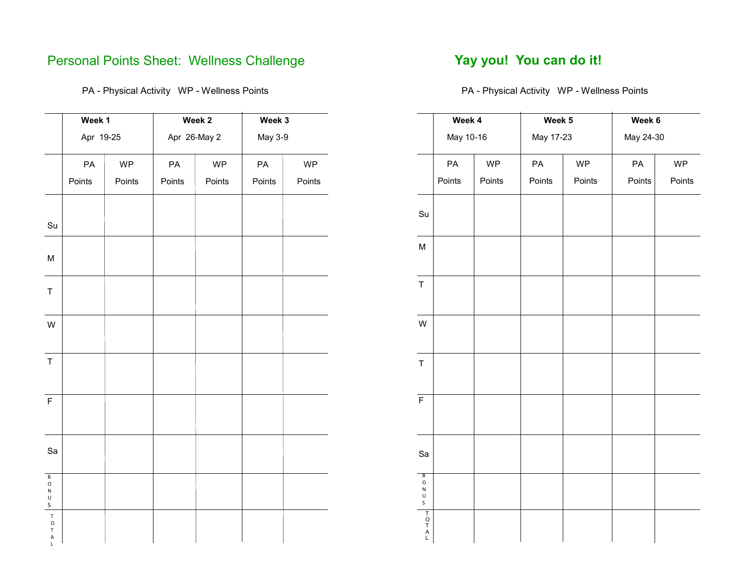## Personal Points Sheet: Wellness Challenge

PA - Physical Activity   WP - Wellness Points

| | Week 1 Apr 19-25 | | Week 2 Apr 26-May 2 | | Week 3 May 3-9 | |
|---|---|---|---|---|---|---|
| | PA Points | WP Points | PA Points | WP Points | PA Points | WP Points |
| Su | | | | | | |
| M | | | | | | |
| T | | | | | | |
| W | | | | | | |
| T | | | | | | |
| F | | | | | | |
| Sa | | | | | | |
| BONUS | | | | | | |
| TOTAL | | | | | | |

## Yay you! You can do it!

PA - Physical Activity   WP - Wellness Points

| | Week 4 May 10-16 | | Week 5 May 17-23 | | Week 6 May 24-30 | |
|---|---|---|---|---|---|---|
| | PA Points | WP Points | PA Points | WP Points | PA Points | WP Points |
| Su | | | | | | |
| M | | | | | | |
| T | | | | | | |
| W | | | | | | |
| T | | | | | | |
| F | | | | | | |
| Sa | | | | | | |
| BONUS | | | | | | |
| TOTAL | | | | | | |